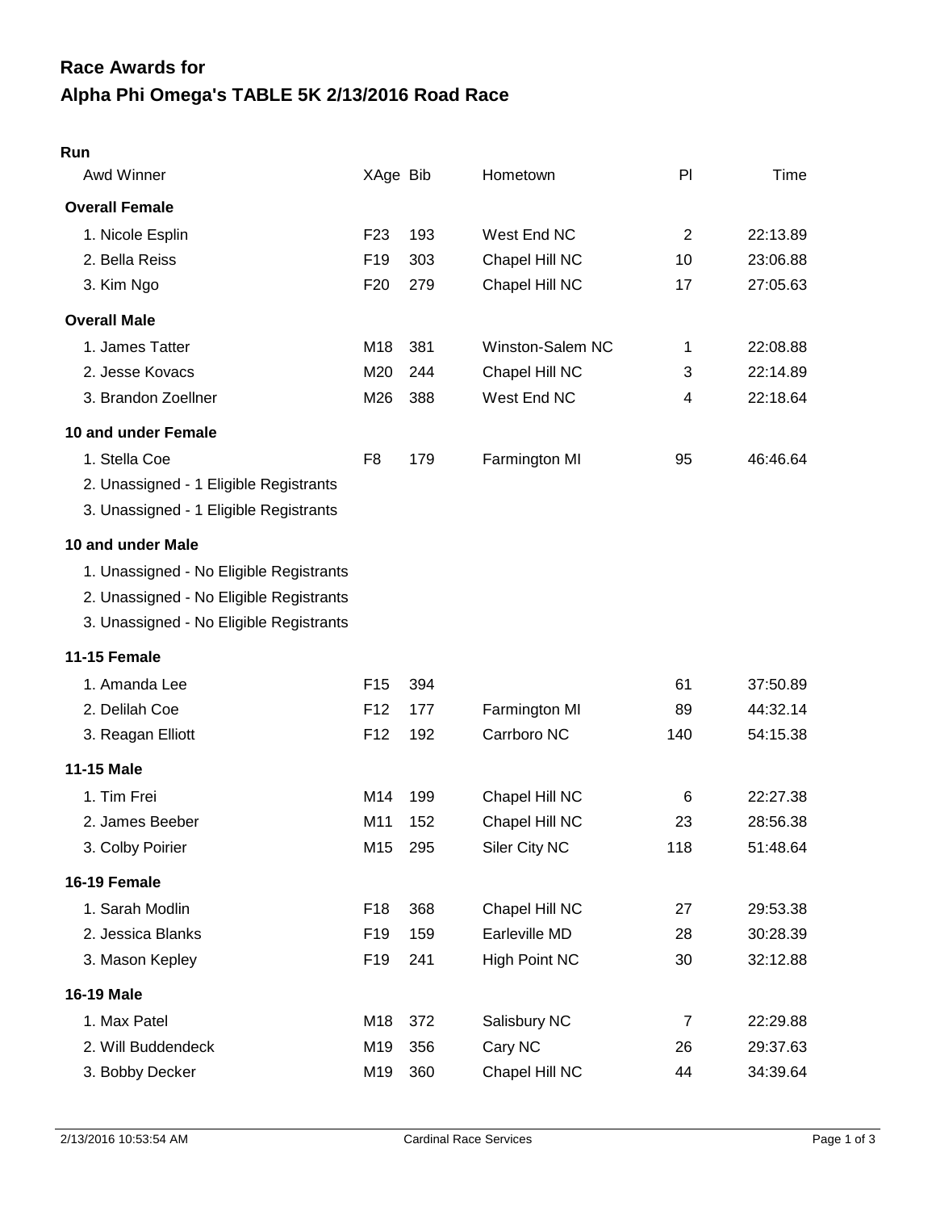# Race Awards for
# Alpha Phi Omega's TABLE 5K 2/13/2016 Road Race

## Run

| Awd Winner | XAge | Bib | Hometown | Pl | Time |
|---|---|---|---|---|---|
| **Overall Female** | | | | | |
| 1. Nicole Esplin | F23 | 193 | West End NC | 2 | 22:13.89 |
| 2. Bella Reiss | F19 | 303 | Chapel Hill NC | 10 | 23:06.88 |
| 3. Kim Ngo | F20 | 279 | Chapel Hill NC | 17 | 27:05.63 |
| **Overall Male** | | | | | |
| 1. James Tatter | M18 | 381 | Winston-Salem NC | 1 | 22:08.88 |
| 2. Jesse Kovacs | M20 | 244 | Chapel Hill NC | 3 | 22:14.89 |
| 3. Brandon Zoellner | M26 | 388 | West End NC | 4 | 22:18.64 |
| **10 and under Female** | | | | | |
| 1. Stella Coe | F8 | 179 | Farmington MI | 95 | 46:46.64 |
| 2. Unassigned - 1 Eligible Registrants | | | | | |
| 3. Unassigned - 1 Eligible Registrants | | | | | |
| **10 and under Male** | | | | | |
| 1. Unassigned - No Eligible Registrants | | | | | |
| 2. Unassigned - No Eligible Registrants | | | | | |
| 3. Unassigned - No Eligible Registrants | | | | | |
| **11-15 Female** | | | | | |
| 1. Amanda Lee | F15 | 394 | | 61 | 37:50.89 |
| 2. Delilah Coe | F12 | 177 | Farmington MI | 89 | 44:32.14 |
| 3. Reagan Elliott | F12 | 192 | Carrboro NC | 140 | 54:15.38 |
| **11-15 Male** | | | | | |
| 1. Tim Frei | M14 | 199 | Chapel Hill NC | 6 | 22:27.38 |
| 2. James Beeber | M11 | 152 | Chapel Hill NC | 23 | 28:56.38 |
| 3. Colby Poirier | M15 | 295 | Siler City NC | 118 | 51:48.64 |
| **16-19 Female** | | | | | |
| 1. Sarah Modlin | F18 | 368 | Chapel Hill NC | 27 | 29:53.38 |
| 2. Jessica Blanks | F19 | 159 | Earleville MD | 28 | 30:28.39 |
| 3. Mason Kepley | F19 | 241 | High Point NC | 30 | 32:12.88 |
| **16-19 Male** | | | | | |
| 1. Max Patel | M18 | 372 | Salisbury NC | 7 | 22:29.88 |
| 2. Will Buddendeck | M19 | 356 | Cary NC | 26 | 29:37.63 |
| 3. Bobby Decker | M19 | 360 | Chapel Hill NC | 44 | 34:39.64 |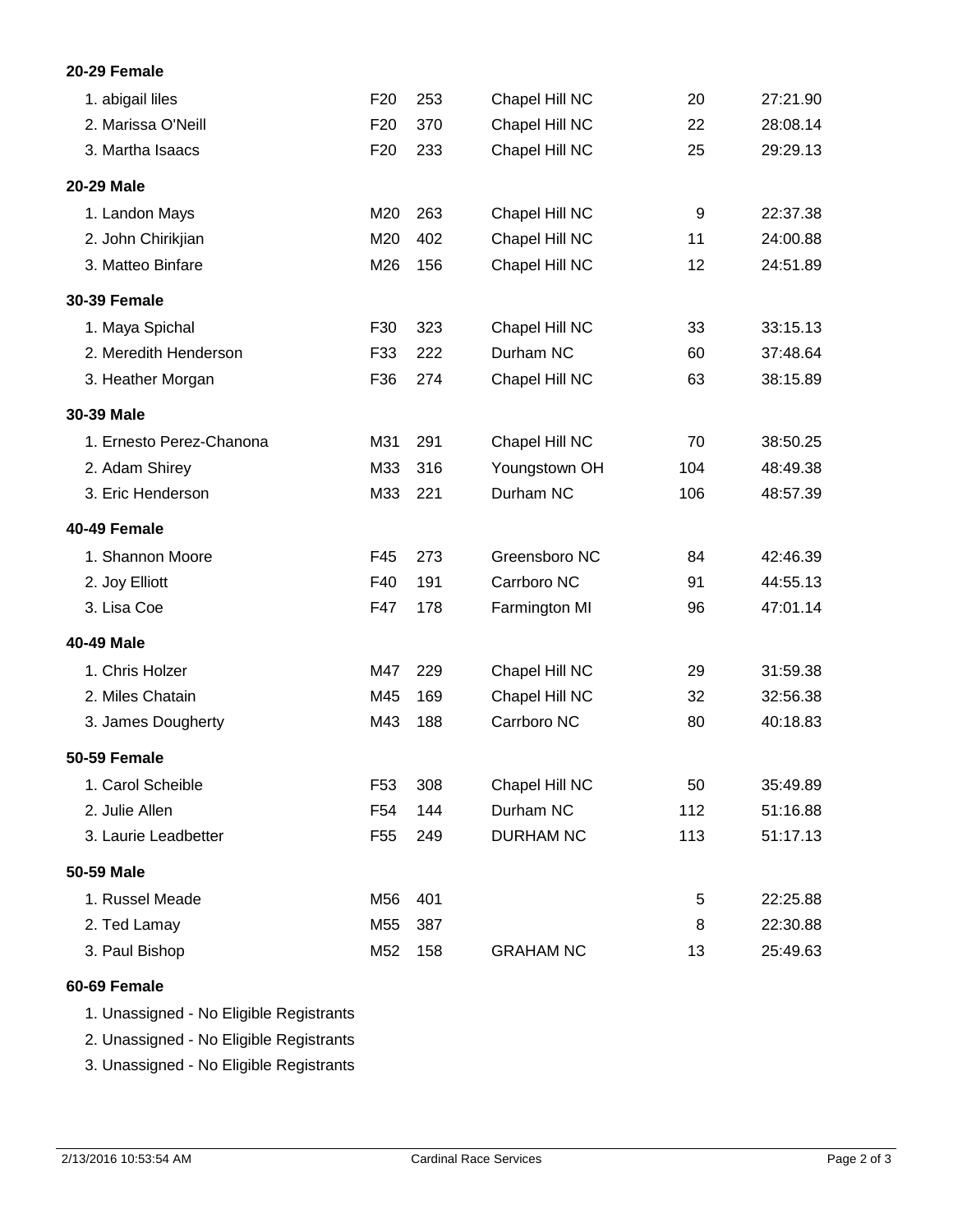**20-29 Female**

| Place | Name | Div | Bib | City | Overall | Time |
|---|---|---|---|---|---|---|
| 1. | abigail liles | F20 | 253 | Chapel Hill NC | 20 | 27:21.90 |
| 2. | Marissa O'Neill | F20 | 370 | Chapel Hill NC | 22 | 28:08.14 |
| 3. | Martha Isaacs | F20 | 233 | Chapel Hill NC | 25 | 29:29.13 |

**20-29 Male**

| Place | Name | Div | Bib | City | Overall | Time |
|---|---|---|---|---|---|---|
| 1. | Landon Mays | M20 | 263 | Chapel Hill NC | 9 | 22:37.38 |
| 2. | John Chirikjian | M20 | 402 | Chapel Hill NC | 11 | 24:00.88 |
| 3. | Matteo Binfare | M26 | 156 | Chapel Hill NC | 12 | 24:51.89 |

**30-39 Female**

| Place | Name | Div | Bib | City | Overall | Time |
|---|---|---|---|---|---|---|
| 1. | Maya Spichal | F30 | 323 | Chapel Hill NC | 33 | 33:15.13 |
| 2. | Meredith Henderson | F33 | 222 | Durham NC | 60 | 37:48.64 |
| 3. | Heather Morgan | F36 | 274 | Chapel Hill NC | 63 | 38:15.89 |

**30-39 Male**

| Place | Name | Div | Bib | City | Overall | Time |
|---|---|---|---|---|---|---|
| 1. | Ernesto Perez-Chanona | M31 | 291 | Chapel Hill NC | 70 | 38:50.25 |
| 2. | Adam Shirey | M33 | 316 | Youngstown OH | 104 | 48:49.38 |
| 3. | Eric Henderson | M33 | 221 | Durham NC | 106 | 48:57.39 |

**40-49 Female**

| Place | Name | Div | Bib | City | Overall | Time |
|---|---|---|---|---|---|---|
| 1. | Shannon Moore | F45 | 273 | Greensboro NC | 84 | 42:46.39 |
| 2. | Joy Elliott | F40 | 191 | Carrboro NC | 91 | 44:55.13 |
| 3. | Lisa Coe | F47 | 178 | Farmington MI | 96 | 47:01.14 |

**40-49 Male**

| Place | Name | Div | Bib | City | Overall | Time |
|---|---|---|---|---|---|---|
| 1. | Chris Holzer | M47 | 229 | Chapel Hill NC | 29 | 31:59.38 |
| 2. | Miles Chatain | M45 | 169 | Chapel Hill NC | 32 | 32:56.38 |
| 3. | James Dougherty | M43 | 188 | Carrboro NC | 80 | 40:18.83 |

**50-59 Female**

| Place | Name | Div | Bib | City | Overall | Time |
|---|---|---|---|---|---|---|
| 1. | Carol Scheible | F53 | 308 | Chapel Hill NC | 50 | 35:49.89 |
| 2. | Julie Allen | F54 | 144 | Durham NC | 112 | 51:16.88 |
| 3. | Laurie Leadbetter | F55 | 249 | DURHAM NC | 113 | 51:17.13 |

**50-59 Male**

| Place | Name | Div | Bib | City | Overall | Time |
|---|---|---|---|---|---|---|
| 1. | Russel Meade | M56 | 401 | | 5 | 22:25.88 |
| 2. | Ted Lamay | M55 | 387 | | 8 | 22:30.88 |
| 3. | Paul Bishop | M52 | 158 | GRAHAM NC | 13 | 25:49.63 |

**60-69 Female**

1. Unassigned - No Eligible Registrants
2. Unassigned - No Eligible Registrants
3. Unassigned - No Eligible Registrants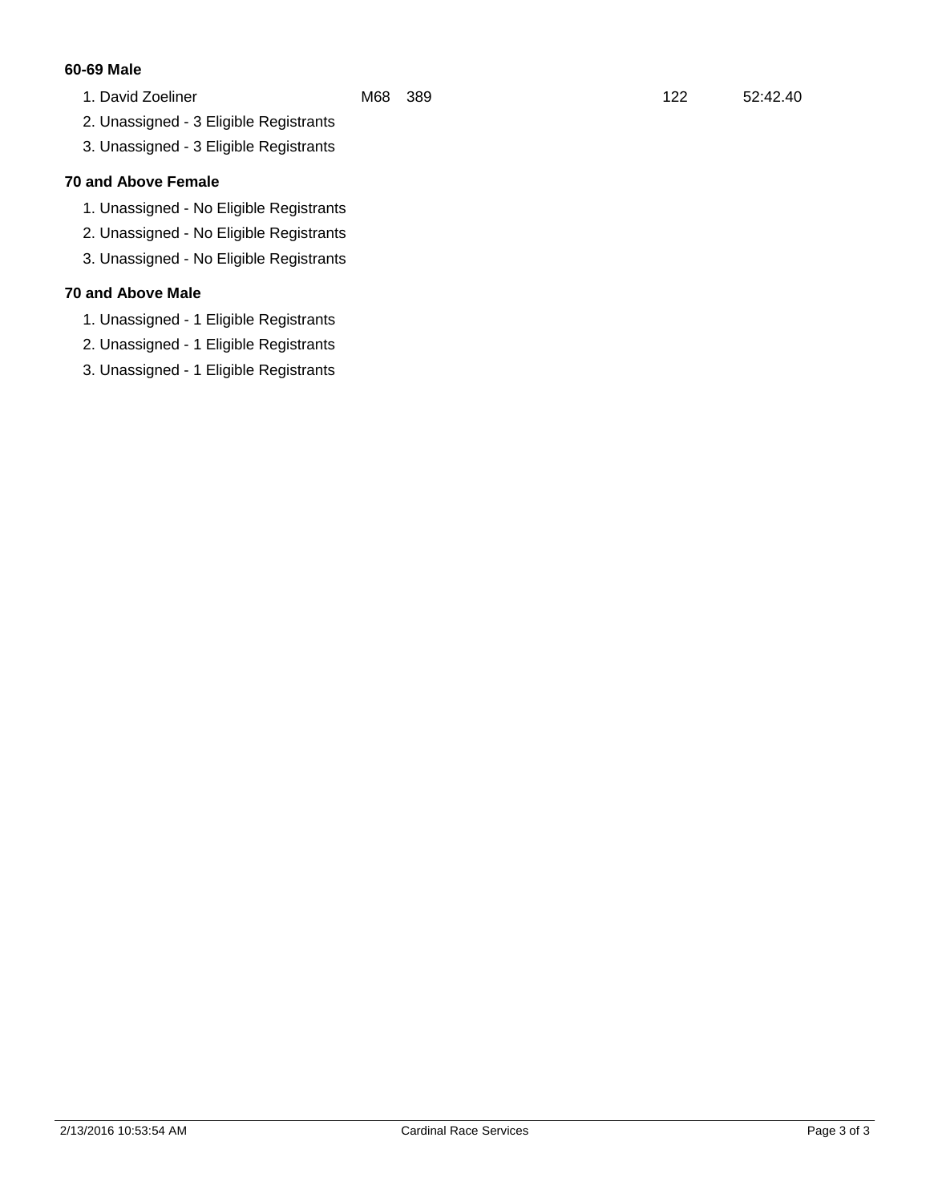### 60-69 Male

| | | | | |
|---|---|---|---|---|
| 1. David Zoeliner | M68 | 389 | 122 | 52:42.40 |
| 2. Unassigned - 3 Eligible Registrants | | | | |
| 3. Unassigned - 3 Eligible Registrants | | | | |

### 70 and Above Female

1. Unassigned - No Eligible Registrants
2. Unassigned - No Eligible Registrants
3. Unassigned - No Eligible Registrants

### 70 and Above Male

1. Unassigned - 1 Eligible Registrants
2. Unassigned - 1 Eligible Registrants
3. Unassigned - 1 Eligible Registrants